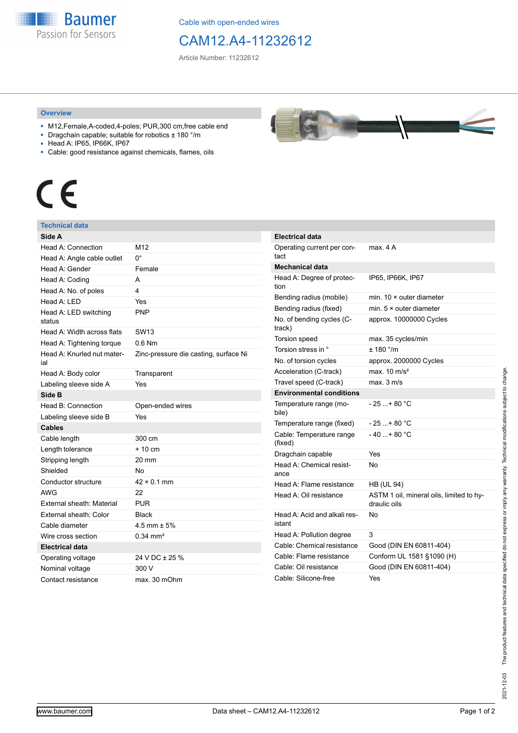Cable with open-ended wires

# CAM12.A4-11232612

Article Number: 11232612

## Overview

- M12,Female,A-coded,4-poles; PUR,300 cm,free cable end
- Dragchain capable; suitable for robotics ± 180 °/m
- Head A: IP65, IP66K, IP67
- Cable: good resistance against chemicals, flames, oils

## Technical data

| | |
|---|---|
| **Side A** | |
| Head A: Connection | M12 |
| Head A: Angle cable outlet | 0° |
| Head A: Gender | Female |
| Head A: Coding | A |
| Head A: No. of poles | 4 |
| Head A: LED | Yes |
| Head A: LED switching status | PNP |
| Head A: Width across flats | SW13 |
| Head A: Tightening torque | 0.6 Nm |
| Head A: Knurled nut material | Zinc-pressure die casting, surface Ni |
| Head A: Body color | Transparent |
| Labeling sleeve side A | Yes |
| **Side B** | |
| Head B: Connection | Open-ended wires |
| Labeling sleeve side B | Yes |
| **Cables** | |
| Cable length | 300 cm |
| Length tolerance | + 10 cm |
| Stripping length | 20 mm |
| Shielded | No |
| Conductor structure | 42 × 0.1 mm |
| AWG | 22 |
| External sheath: Material | PUR |
| External sheath: Color | Black |
| Cable diameter | 4.5 mm ± 5% |
| Wire cross section | 0.34 mm² |
| **Electrical data** | |
| Operating voltage | 24 V DC ± 25 % |
| Nominal voltage | 300 V |
| Contact resistance | max. 30 mOhm |

| | |
|---|---|
| **Electrical data** | |
| Operating current per contact | max. 4 A |
| **Mechanical data** | |
| Head A: Degree of protection | IP65, IP66K, IP67 |
| Bending radius (mobile) | min. 10 × outer diameter |
| Bending radius (fixed) | min. 5 × outer diameter |
| No. of bending cycles (C-track) | approx. 10000000 Cycles |
| Torsion speed | max. 35 cycles/min |
| Torsion stress in ° | ± 180 °/m |
| No. of torsion cycles | approx. 2000000 Cycles |
| Acceleration (C-track) | max. 10 m/s² |
| Travel speed (C-track) | max. 3 m/s |
| **Environmental conditions** | |
| Temperature range (mobile) | - 25 ...+ 80 °C |
| Temperature range (fixed) | - 25 ...+ 80 °C |
| Cable: Temperature range (fixed) | - 40 ...+ 80 °C |
| Dragchain capable | Yes |
| Head A: Chemical resistance | No |
| Head A: Flame resistance | HB (UL 94) |
| Head A: Oil resistance | ASTM 1 oil, mineral oils, limited to hydraulic oils |
| Head A: Acid and alkali resistant | No |
| Head A: Pollution degree | 3 |
| Cable: Chemical resistance | Good (DIN EN 60811-404) |
| Cable: Flame resistance | Conform UL 1581 §1090 (H) |
| Cable: Oil resistance | Good (DIN EN 60811-404) |
| Cable: Silicone-free | Yes |

2021-12-03 The product features and technical data specified do not express or imply any warranty. Technical modifications subject to change.

www.baumer.com

Data sheet – CAM12.A4-11232612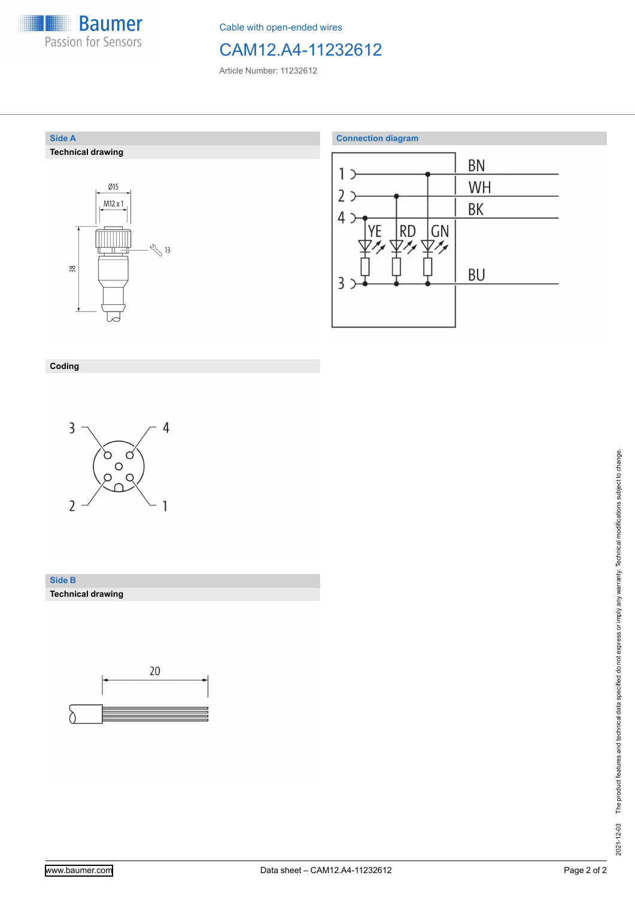Cable with open-ended wires

# CAM12.A4-11232612

Article Number: 11232612

## Side A

### Technical drawing

Ø15
M12 x 1
13
38

## Connection diagram

1
2
4
3
BN
WH
BK
YE
RD
GN
BU

### Coding

3
4
2
1

## Side B

### Technical drawing

20

The product features and technical data specified do not express or imply any warranty. Technical modifications subject to change.

2021-12-03

www.baumer.com

Data sheet – CAM12.A4-11232612